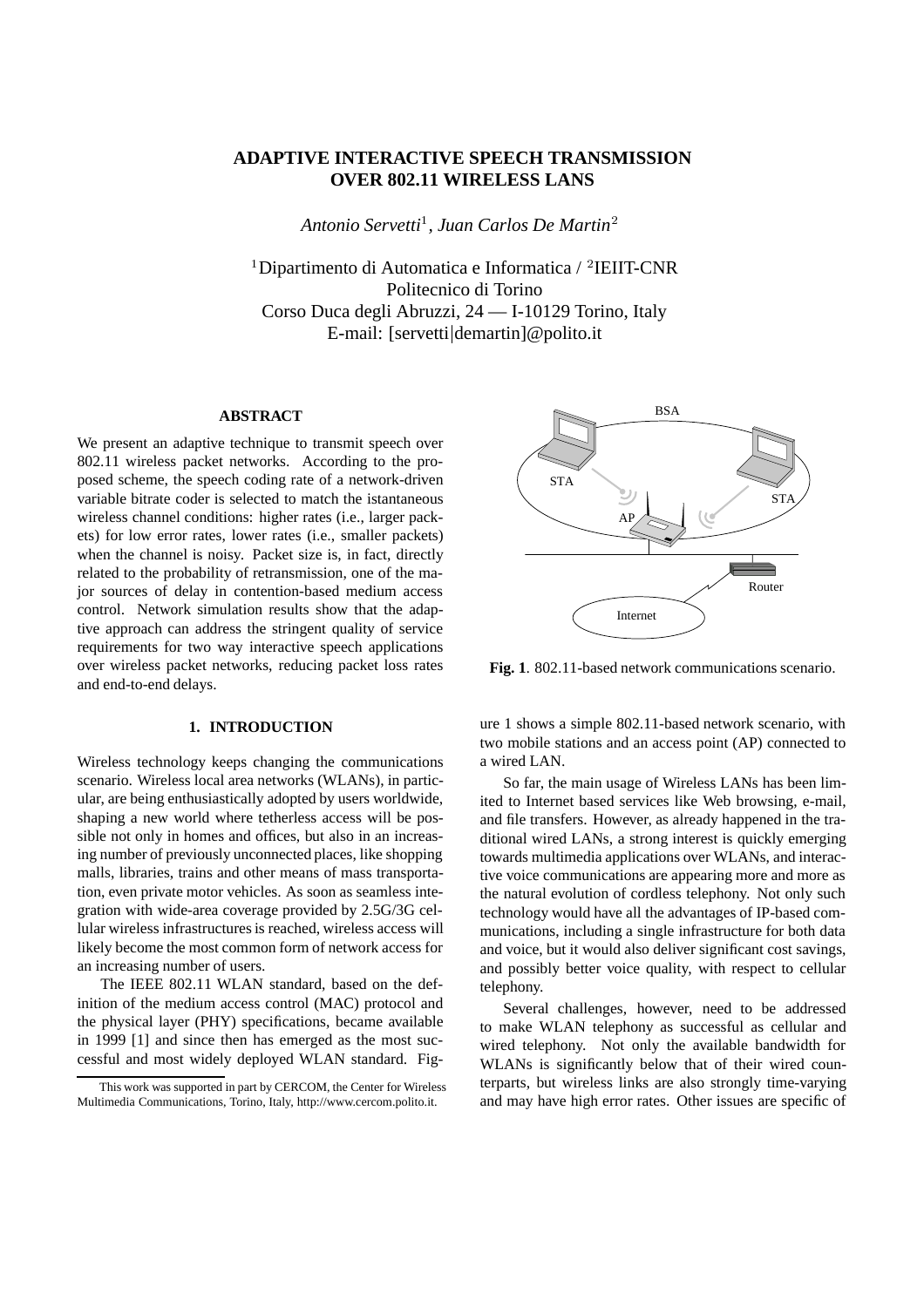# ADAPTIVE INTERACTIVE SPEECH TRANSMISSION OVER 802.11 WIRELESS LANS

*Antonio Servetti*[1], *Juan Carlos De Martin*[2]

[1]Dipartimento di Automatica e Informatica / [2]IEIIT-CNR
Politecnico di Torino
Corso Duca degli Abruzzi, 24 — I-10129 Torino, Italy
E-mail: [servetti|demartin]@polito.it

## ABSTRACT

We present an adaptive technique to transmit speech over 802.11 wireless packet networks. According to the proposed scheme, the speech coding rate of a network-driven variable bitrate coder is selected to match the istantaneous wireless channel conditions: higher rates (i.e., larger packets) for low error rates, lower rates (i.e., smaller packets) when the channel is noisy. Packet size is, in fact, directly related to the probability of retransmission, one of the major sources of delay in contention-based medium access control. Network simulation results show that the adaptive approach can address the stringent quality of service requirements for two way interactive speech applications over wireless packet networks, reducing packet loss rates and end-to-end delays.

## 1. INTRODUCTION

Wireless technology keeps changing the communications scenario. Wireless local area networks (WLANs), in particular, are being enthusiastically adopted by users worldwide, shaping a new world where tetherless access will be possible not only in homes and offices, but also in an increasing number of previously unconnected places, like shopping malls, libraries, trains and other means of mass transportation, even private motor vehicles. As soon as seamless integration with wide-area coverage provided by 2.5G/3G cellular wireless infrastructures is reached, wireless access will likely become the most common form of network access for an increasing number of users.

The IEEE 802.11 WLAN standard, based on the definition of the medium access control (MAC) protocol and the physical layer (PHY) specifications, became available in 1999 [1] and since then has emerged as the most successful and most widely deployed WLAN standard. Figure 1 shows a simple 802.11-based network scenario, with two mobile stations and an access point (AP) connected to a wired LAN.

**Fig. 1**. 802.11-based network communications scenario.

So far, the main usage of Wireless LANs has been limited to Internet based services like Web browsing, e-mail, and file transfers. However, as already happened in the traditional wired LANs, a strong interest is quickly emerging towards multimedia applications over WLANs, and interactive voice communications are appearing more and more as the natural evolution of cordless telephony. Not only such technology would have all the advantages of IP-based communications, including a single infrastructure for both data and voice, but it would also deliver significant cost savings, and possibly better voice quality, with respect to cellular telephony.

Several challenges, however, need to be addressed to make WLAN telephony as successful as cellular and wired telephony. Not only the available bandwidth for WLANs is significantly below that of their wired counterparts, but wireless links are also strongly time-varying and may have high error rates. Other issues are specific of

This work was supported in part by CERCOM, the Center for Wireless Multimedia Communications, Torino, Italy, http://www.cercom.polito.it.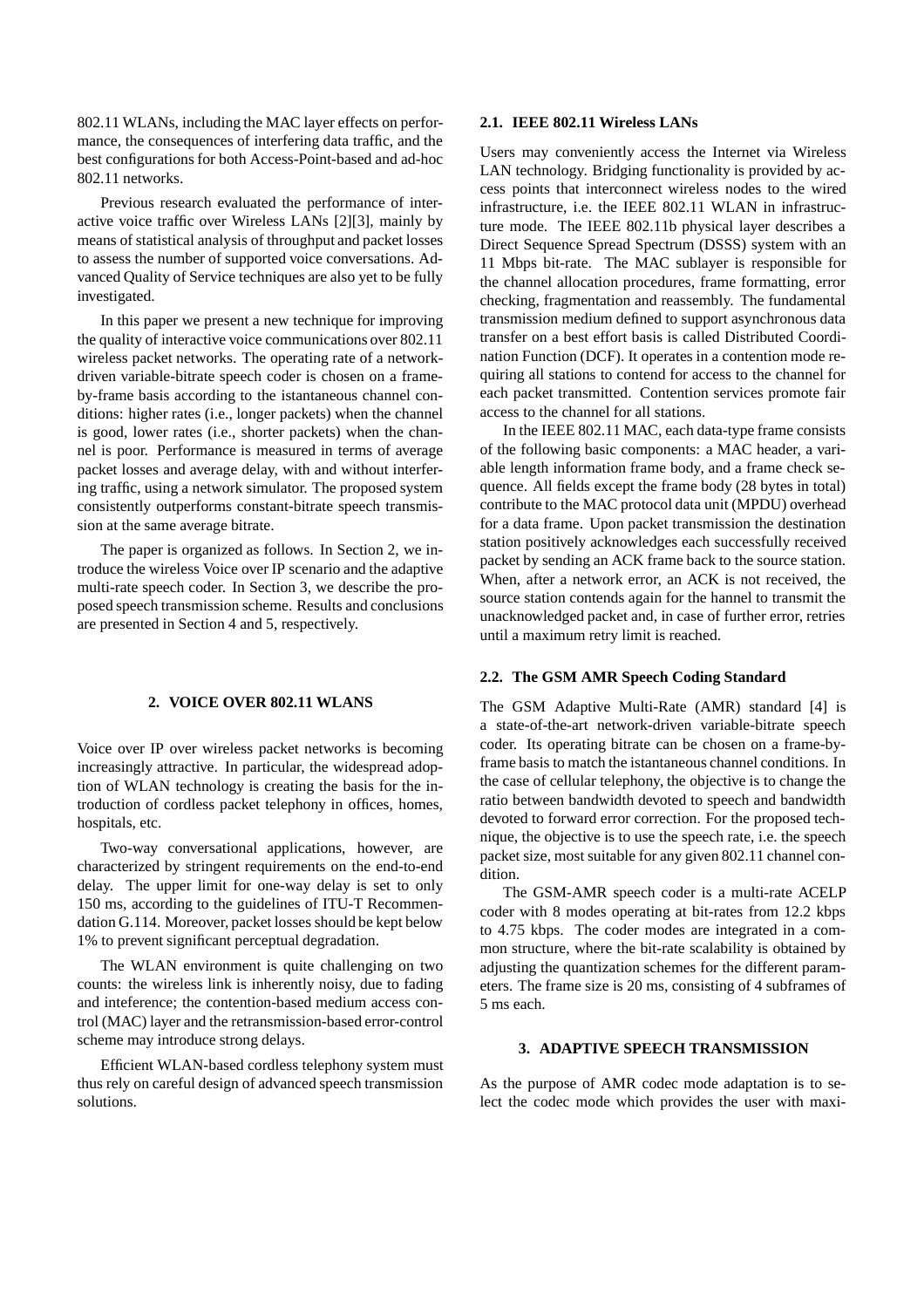802.11 WLANs, including the MAC layer effects on performance, the consequences of interfering data traffic, and the best configurations for both Access-Point-based and ad-hoc 802.11 networks.

Previous research evaluated the performance of interactive voice traffic over Wireless LANs [2][3], mainly by means of statistical analysis of throughput and packet losses to assess the number of supported voice conversations. Advanced Quality of Service techniques are also yet to be fully investigated.

In this paper we present a new technique for improving the quality of interactive voice communications over 802.11 wireless packet networks. The operating rate of a network-driven variable-bitrate speech coder is chosen on a frame-by-frame basis according to the istantaneous channel conditions: higher rates (i.e., longer packets) when the channel is good, lower rates (i.e., shorter packets) when the channel is poor. Performance is measured in terms of average packet losses and average delay, with and without interfering traffic, using a network simulator. The proposed system consistently outperforms constant-bitrate speech transmission at the same average bitrate.

The paper is organized as follows. In Section 2, we introduce the wireless Voice over IP scenario and the adaptive multi-rate speech coder. In Section 3, we describe the proposed speech transmission scheme. Results and conclusions are presented in Section 4 and 5, respectively.

## 2. VOICE OVER 802.11 WLANS

Voice over IP over wireless packet networks is becoming increasingly attractive. In particular, the widespread adoption of WLAN technology is creating the basis for the introduction of cordless packet telephony in offices, homes, hospitals, etc.

Two-way conversational applications, however, are characterized by stringent requirements on the end-to-end delay. The upper limit for one-way delay is set to only 150 ms, according to the guidelines of ITU-T Recommendation G.114. Moreover, packet losses should be kept below 1% to prevent significant perceptual degradation.

The WLAN environment is quite challenging on two counts: the wireless link is inherently noisy, due to fading and inteference; the contention-based medium access control (MAC) layer and the retransmission-based error-control scheme may introduce strong delays.

Efficient WLAN-based cordless telephony system must thus rely on careful design of advanced speech transmission solutions.

### 2.1. IEEE 802.11 Wireless LANs

Users may conveniently access the Internet via Wireless LAN technology. Bridging functionality is provided by access points that interconnect wireless nodes to the wired infrastructure, i.e. the IEEE 802.11 WLAN in infrastructure mode. The IEEE 802.11b physical layer describes a Direct Sequence Spread Spectrum (DSSS) system with an 11 Mbps bit-rate. The MAC sublayer is responsible for the channel allocation procedures, frame formatting, error checking, fragmentation and reassembly. The fundamental transmission medium defined to support asynchronous data transfer on a best effort basis is called Distributed Coordination Function (DCF). It operates in a contention mode requiring all stations to contend for access to the channel for each packet transmitted. Contention services promote fair access to the channel for all stations.

In the IEEE 802.11 MAC, each data-type frame consists of the following basic components: a MAC header, a variable length information frame body, and a frame check sequence. All fields except the frame body (28 bytes in total) contribute to the MAC protocol data unit (MPDU) overhead for a data frame. Upon packet transmission the destination station positively acknowledges each successfully received packet by sending an ACK frame back to the source station. When, after a network error, an ACK is not received, the source station contends again for the hannel to transmit the unacknowledged packet and, in case of further error, retries until a maximum retry limit is reached.

### 2.2. The GSM AMR Speech Coding Standard

The GSM Adaptive Multi-Rate (AMR) standard [4] is a state-of-the-art network-driven variable-bitrate speech coder. Its operating bitrate can be chosen on a frame-by-frame basis to match the istantaneous channel conditions. In the case of cellular telephony, the objective is to change the ratio between bandwidth devoted to speech and bandwidth devoted to forward error correction. For the proposed technique, the objective is to use the speech rate, i.e. the speech packet size, most suitable for any given 802.11 channel condition.

The GSM-AMR speech coder is a multi-rate ACELP coder with 8 modes operating at bit-rates from 12.2 kbps to 4.75 kbps. The coder modes are integrated in a common structure, where the bit-rate scalability is obtained by adjusting the quantization schemes for the different parameters. The frame size is 20 ms, consisting of 4 subframes of 5 ms each.

## 3. ADAPTIVE SPEECH TRANSMISSION

As the purpose of AMR codec mode adaptation is to select the codec mode which provides the user with maxi-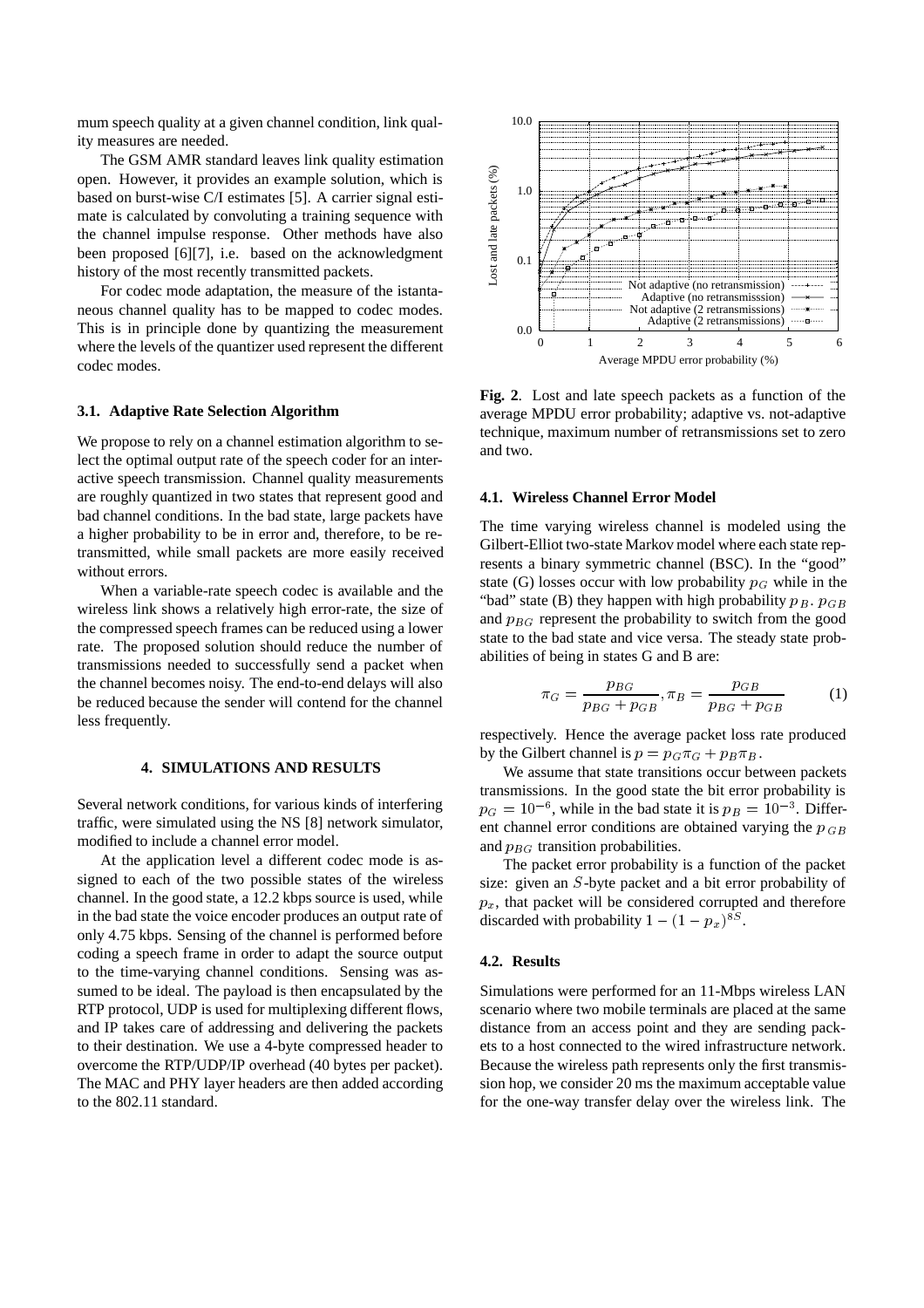mum speech quality at a given channel condition, link quality measures are needed.

The GSM AMR standard leaves link quality estimation open. However, it provides an example solution, which is based on burst-wise C/I estimates [5]. A carrier signal estimate is calculated by convoluting a training sequence with the channel impulse response. Other methods have also been proposed [6][7], i.e. based on the acknowledgment history of the most recently transmitted packets.

For codec mode adaptation, the measure of the istantaneous channel quality has to be mapped to codec modes. This is in principle done by quantizing the measurement where the levels of the quantizer used represent the different codec modes.

### 3.1. Adaptive Rate Selection Algorithm

We propose to rely on a channel estimation algorithm to select the optimal output rate of the speech coder for an interactive speech transmission. Channel quality measurements are roughly quantized in two states that represent good and bad channel conditions. In the bad state, large packets have a higher probability to be in error and, therefore, to be retransmitted, while small packets are more easily received without errors.

When a variable-rate speech codec is available and the wireless link shows a relatively high error-rate, the size of the compressed speech frames can be reduced using a lower rate. The proposed solution should reduce the number of transmissions needed to successfully send a packet when the channel becomes noisy. The end-to-end delays will also be reduced because the sender will contend for the channel less frequently.

## 4. SIMULATIONS AND RESULTS

Several network conditions, for various kinds of interfering traffic, were simulated using the NS [8] network simulator, modified to include a channel error model.

At the application level a different codec mode is assigned to each of the two possible states of the wireless channel. In the good state, a 12.2 kbps source is used, while in the bad state the voice encoder produces an output rate of only 4.75 kbps. Sensing of the channel is performed before coding a speech frame in order to adapt the source output to the time-varying channel conditions. Sensing was assumed to be ideal. The payload is then encapsulated by the RTP protocol, UDP is used for multiplexing different flows, and IP takes care of addressing and delivering the packets to their destination. We use a 4-byte compressed header to overcome the RTP/UDP/IP overhead (40 bytes per packet). The MAC and PHY layer headers are then added according to the 802.11 standard.

**Fig. 2**. Lost and late speech packets as a function of the average MPDU error probability; adaptive vs. not-adaptive technique, maximum number of retransmissions set to zero and two.

### 4.1. Wireless Channel Error Model

The time varying wireless channel is modeled using the Gilbert-Elliot two-state Markov model where each state represents a binary symmetric channel (BSC). In the "good" state (G) losses occur with low probability $p_G$ while in the "bad" state (B) they happen with high probability $p_B$. $p_{GB}$ and $p_{BG}$ represent the probability to switch from the good state to the bad state and vice versa. The steady state probabilities of being in states G and B are:

$$\pi_G = \frac{p_{BG}}{p_{BG} + p_{GB}}, \pi_B = \frac{p_{GB}}{p_{BG} + p_{GB}} \quad (1)$$

respectively. Hence the average packet loss rate produced by the Gilbert channel is $p = p_G \pi_G + p_B \pi_B$.

We assume that state transitions occur between packets transmissions. In the good state the bit error probability is $p_G = 10^{-6}$, while in the bad state it is $p_B = 10^{-3}$. Different channel error conditions are obtained varying the $p_{GB}$ and $p_{BG}$ transition probabilities.

The packet error probability is a function of the packet size: given an $S$-byte packet and a bit error probability of $p_x$, that packet will be considered corrupted and therefore discarded with probability $1 - (1 - p_x)^{8S}$.

### 4.2. Results

Simulations were performed for an 11-Mbps wireless LAN scenario where two mobile terminals are placed at the same distance from an access point and they are sending packets to a host connected to the wired infrastructure network. Because the wireless path represents only the first transmission hop, we consider 20 ms the maximum acceptable value for the one-way transfer delay over the wireless link. The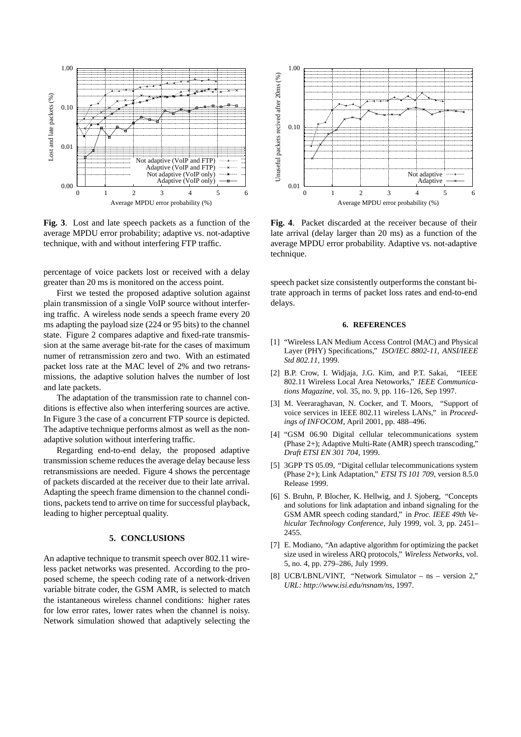1.00

0.10

0.01

0.00

Lost and late packets (%)

0 1 2 3 4 5 6

Average MPDU error probability (%)

Not adaptive (VoIP and FTP)
Adaptive (VoIP and FTP)
Not adaptive (VoIP only)
Adaptive (VoIP only)

**Fig. 3**. Lost and late speech packets as a function of the average MPDU error probability; adaptive vs. not-adaptive technique, with and without interfering FTP traffic.

1.00

0.10

0.01

Unuseful packets recived after 20ms (%)

0 1 2 3 4 5 6

Average MPDU error probability (%)

Not adaptive
Adaptive

**Fig. 4**. Packet discarded at the receiver because of their late arrival (delay larger than 20 ms) as a function of the average MPDU error probability. Adaptive vs. not-adaptive technique.

percentage of voice packets lost or received with a delay greater than 20 ms is monitored on the access point.

First we tested the proposed adaptive solution against plain transmission of a single VoIP source without interfering traffic. A wireless node sends a speech frame every 20 ms adapting the payload size (224 or 95 bits) to the channel state. Figure 2 compares adaptive and fixed-rate transmission at the same average bit-rate for the cases of maximum numer of retransmission zero and two. With an estimated packet loss rate at the MAC level of 2% and two retransmissions, the adaptive solution halves the number of lost and late packets.

The adaptation of the transmission rate to channel conditions is effective also when interfering sources are active. In Figure 3 the case of a concurrent FTP source is depicted. The adaptive technique performs almost as well as the non-adaptive solution without interfering traffic.

Regarding end-to-end delay, the proposed adaptive transmission scheme reduces the average delay because less retransmissions are needed. Figure 4 shows the percentage of packets discarded at the receiver due to their late arrival. Adapting the speech frame dimension to the channel conditions, packets tend to arrive on time for successful playback, leading to higher perceptual quality.

## 5. CONCLUSIONS

An adaptive technique to transmit speech over 802.11 wireless packet networks was presented. According to the proposed scheme, the speech coding rate of a network-driven variable bitrate coder, the GSM AMR, is selected to match the istantaneous wireless channel conditions: higher rates for low error rates, lower rates when the channel is noisy. Network simulation showed that adaptively selecting the speech packet size consistently outperforms the constant bitrate approach in terms of packet loss rates and end-to-end delays.

## 6. REFERENCES

[1] "Wireless LAN Medium Access Control (MAC) and Physical Layer (PHY) Specifications," *ISO/IEC 8802-11, ANSI/IEEE Std 802.11*, 1999.

[2] B.P. Crow, I. Widjaja, J.G. Kim, and P.T. Sakai, "IEEE 802.11 Wireless Local Area Netoworks," *IEEE Communications Magazine*, vol. 35, no. 9, pp. 116–126, Sep 1997.

[3] M. Veeraraghavan, N. Cocker, and T. Moors, "Support of voice services in IEEE 802.11 wireless LANs," in *Proceedings of INFOCOM*, April 2001, pp. 488–496.

[4] "GSM 06.90 Digital cellular telecommunications system (Phase 2+); Adaptive Multi-Rate (AMR) speech transcoding," *Draft ETSI EN 301 704*, 1999.

[5] 3GPP TS 05.09, "Digital cellular telecommunications system (Phase 2+); Link Adaptation," *ETSI TS 101 709*, version 8.5.0 Release 1999.

[6] S. Bruhn, P. Blocher, K. Hellwig, and J. Sjoberg, "Concepts and solutions for link adaptation and inband signaling for the GSM AMR speech coding standard," in *Proc. IEEE 49th Vehicular Technology Conference*, July 1999, vol. 3, pp. 2451–2455.

[7] E. Modiano, "An adaptive algorithm for optimizing the packet size used in wireless ARQ protocols," *Wireless Networks*, vol. 5, no. 4, pp. 279–286, July 1999.

[8] UCB/LBNL/VINT, "Network Simulator – ns – version 2," *URL: http://www.isi.edu/nsnam/ns*, 1997.